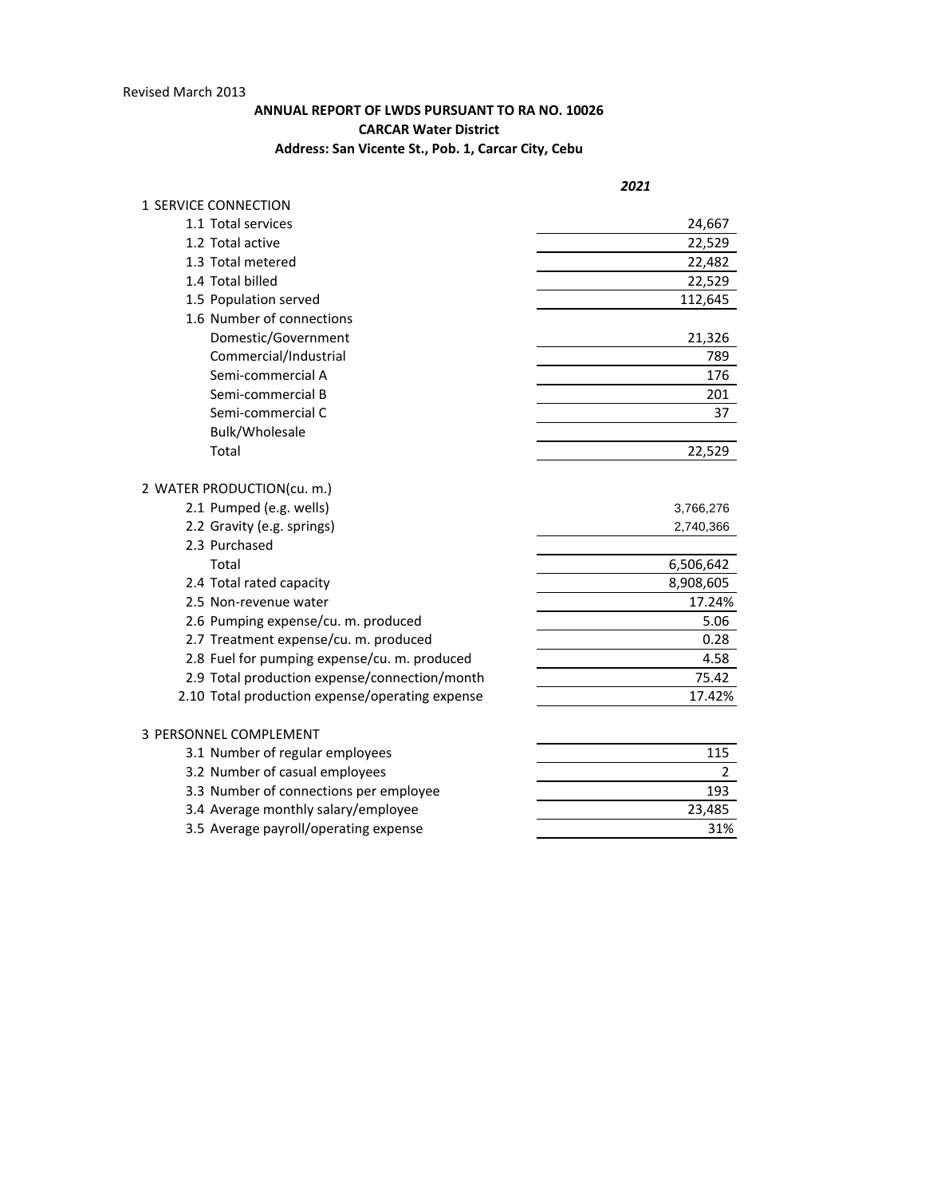Revised March 2013

**ANNUAL REPORT OF LWDS PURSUANT TO RA NO. 10026**
**CARCAR Water District**
**Address: San Vicente St., Pob. 1, Carcar City, Cebu**

| | *2021* |
|---|---|
| 1 SERVICE CONNECTION | |
| 1.1 Total services | 24,667 |
| 1.2 Total active | 22,529 |
| 1.3 Total metered | 22,482 |
| 1.4 Total billed | 22,529 |
| 1.5 Population served | 112,645 |
| 1.6 Number of connections | |
| Domestic/Government | 21,326 |
| Commercial/Industrial | 789 |
| Semi-commercial A | 176 |
| Semi-commercial B | 201 |
| Semi-commercial C | 37 |
| Bulk/Wholesale | |
| Total | 22,529 |
| 2 WATER PRODUCTION(cu. m.) | |
| 2.1 Pumped (e.g. wells) | 3,766,276 |
| 2.2 Gravity (e.g. springs) | 2,740,366 |
| 2.3 Purchased | |
| Total | 6,506,642 |
| 2.4 Total rated capacity | 8,908,605 |
| 2.5 Non-revenue water | 17.24% |
| 2.6 Pumping expense/cu. m. produced | 5.06 |
| 2.7 Treatment expense/cu. m. produced | 0.28 |
| 2.8 Fuel for pumping expense/cu. m. produced | 4.58 |
| 2.9 Total production expense/connection/month | 75.42 |
| 2.10 Total production expense/operating expense | 17.42% |
| 3 PERSONNEL COMPLEMENT | |
| 3.1 Number of regular employees | 115 |
| 3.2 Number of casual employees | 2 |
| 3.3 Number of connections per employee | 193 |
| 3.4 Average monthly salary/employee | 23,485 |
| 3.5 Average payroll/operating expense | 31% |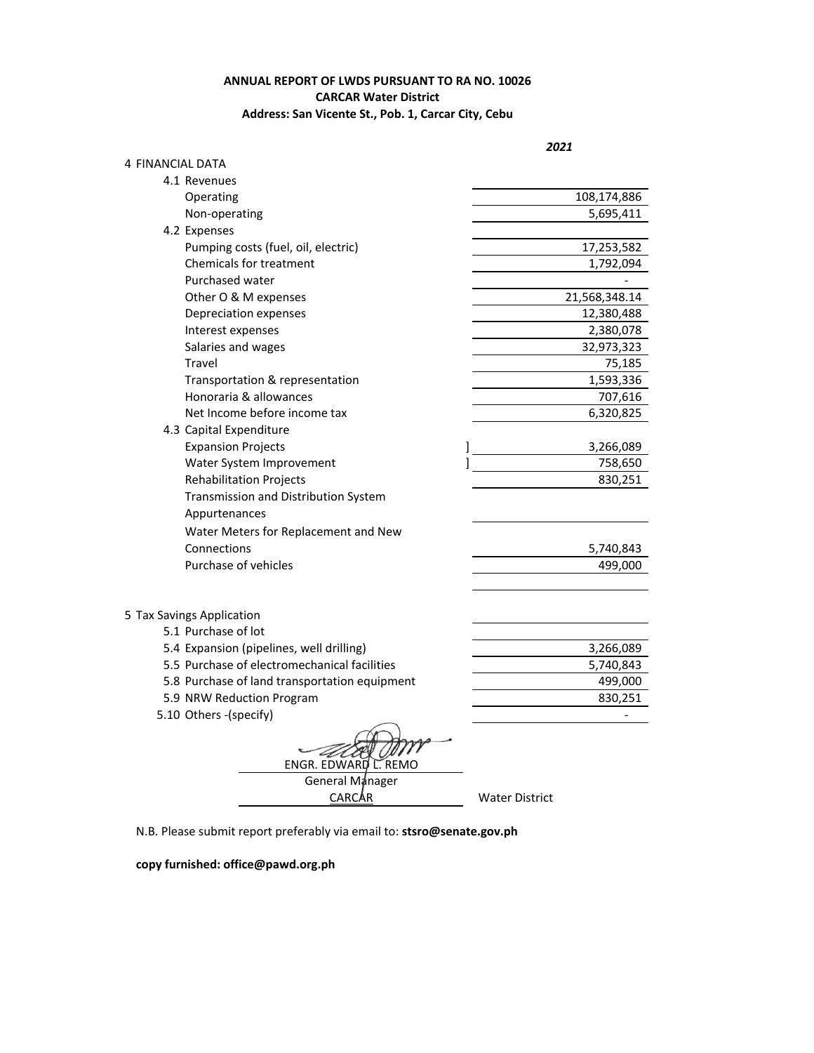**ANNUAL REPORT OF LWDS PURSUANT TO RA NO. 10026**
**CARCAR Water District**
**Address: San Vicente St., Pob. 1, Carcar City, Cebu**

| | *2021* |
|---|---|
| 4 FINANCIAL DATA | |
| 4.1 Revenues | |
| Operating | 108,174,886 |
| Non-operating | 5,695,411 |
| 4.2 Expenses | |
| Pumping costs (fuel, oil, electric) | 17,253,582 |
| Chemicals for treatment | 1,792,094 |
| Purchased water | - |
| Other O & M expenses | 21,568,348.14 |
| Depreciation expenses | 12,380,488 |
| Interest expenses | 2,380,078 |
| Salaries and wages | 32,973,323 |
| Travel | 75,185 |
| Transportation & representation | 1,593,336 |
| Honoraria & allowances | 707,616 |
| Net Income before income tax | 6,320,825 |
| 4.3 Capital Expenditure | |
| Expansion Projects ] | 3,266,089 |
| Water System Improvement ] | 758,650 |
| Rehabilitation Projects | 830,251 |
| Transmission and Distribution System Appurtenances | |
| Water Meters for Replacement and New Connections | 5,740,843 |
| Purchase of vehicles | 499,000 |
| | |
| 5 Tax Savings Application | |
| 5.1 Purchase of lot | |
| 5.4 Expansion (pipelines, well drilling) | 3,266,089 |
| 5.5 Purchase of electromechanical facilities | 5,740,843 |
| 5.8 Purchase of land transportation equipment | 499,000 |
| 5.9 NRW Reduction Program | 830,251 |
| 5.10 Others -(specify) | - |

ENGR. EDWARD L. REMO
General Manager
CARCAR Water District

N.B. Please submit report preferably via email to: **stsro@senate.gov.ph**

**copy furnished: office@pawd.org.ph**